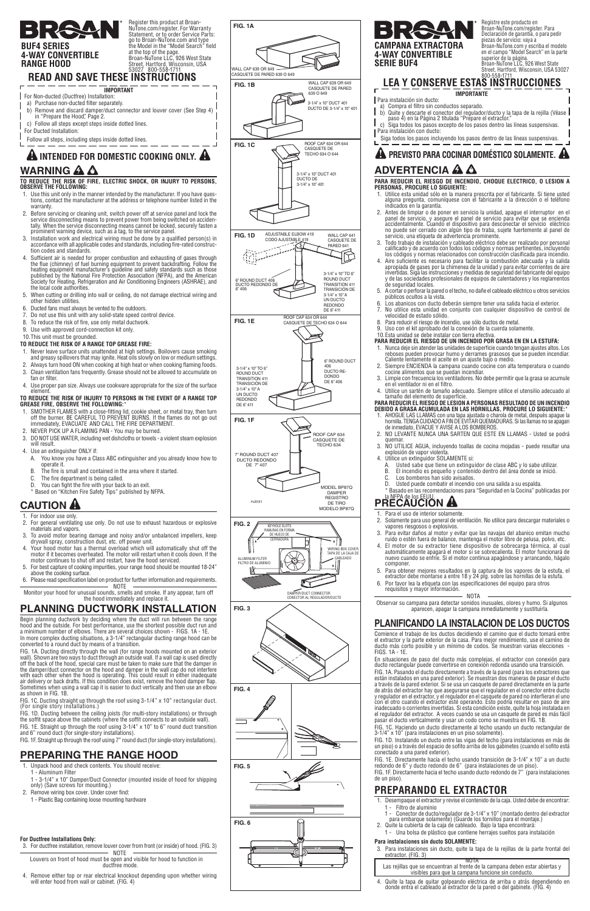# BROAN

Register this product at Broan-NuTone.com/register. For Warranty Statement, or to order Service Parts: go to Broan-NuTone.com and type the Model in the "Model Search" field at the top of the page. Broan-NuTone LLC, 926 West State Street, Hartford, Wisconsin, USA 53027 800-558-1711

## BUF4 SERIES 4-WAY CONVERTIBLE RANGE HOOD

# READ AND SAVE THESE INSTRUCTIONS

**IMPORTANT**

For Non-ducted (Ductfree) Installation:
- a) Purchase non-ducted filter separately.
- b) Remove and discard damper/duct connector and louver cover (See Step 4) in "Prepare the Hood," Page 2.
- c) Follow all steps except steps inside dotted lines.

For Ducted Installation:

Follow all steps, including steps inside dotted lines.

### ⚠ INTENDED FOR DOMESTIC COOKING ONLY. ⚠

## WARNING ⚠ ⚠

**TO REDUCE THE RISK OF FIRE, ELECTRIC SHOCK, OR INJURY TO PERSONS, OBSERVE THE FOLLOWING:**

1. Use this unit only in the manner intended by the manufacturer. If you have questions, contact the manufacturer at the address or telephone number listed in the warranty.
2. Before servicing or cleaning unit, switch power off at service panel and lock the service disconnecting means to prevent power from being switched on accidentally. When the service disconnecting means cannot be locked, securely fasten a prominent warning device, such as a tag, to the service panel.
3. Installation work and electrical wiring must be done by a qualified person(s) in accordance with all applicable codes and standards, including fire-rated construction codes and standards.
4. Sufficient air is needed for proper combustion and exhausting of gases through the flue (chimney) of fuel burning equipment to prevent backdrafting. Follow the heating equipment manufacturer's guideline and safety standards such as those published by the National Fire Protection Association (NFPA), and the American Society for Heating, Refrigeration and Air Conditioning Engineers (ASHRAE), and the local code authorities.
5. When cutting or drilling into wall or ceiling, do not damage electrical wiring and other hidden utilities.
6. Ducted fans must always be vented to the outdoors.
7. Do not use this unit with any solid-state speed control device.
8. To reduce the risk of fire, use only metal ductwork.
9. Use with approved cord-connection kit only.
10. This unit must be grounded.

**TO REDUCE THE RISK OF A RANGE TOP GREASE FIRE:**

1. Never leave surface units unattended at high settings. Boilovers cause smoking and greasy spillovers that may ignite. Heat oils slowly on low or medium settings.
2. Always turn hood ON when cooking at high heat or when cooking flaming foods.
3. Clean ventilation fans frequently. Grease should not be allowed to accumulate on fan or filter.
4. Use proper pan size. Always use cookware appropriate for the size of the surface element.

**TO REDUCE THE RISK OF INJURY TO PERSONS IN THE EVENT OF A RANGE TOP GREASE FIRE, OBSERVE THE FOLLOWING:***

1. SMOTHER FLAMES with a close-fitting lid, cookie sheet, or metal tray, then turn off the burner. BE CAREFUL TO PREVENT BURNS. If the flames do not go out immediately, EVACUATE AND CALL THE FIRE DEPARTMENT.
2. NEVER PICK UP A FLAMING PAN - You may be burned.
3. DO NOT USE WATER, including wet dishcloths or towels - a violent steam explosion will result.
4. Use an extinguisher ONLY if:
   - A. You know you have a Class ABC extinguisher and you already know how to operate it.
   - B. The fire is small and contained in the area where it started.
   - C. The fire department is being called.
   - D. You can fight the fire with your back to an exit.

\* Based on "Kitchen Fire Safety Tips" published by NFPA.

## CAUTION ⚠

1. For indoor use only.
2. For general ventilating use only. Do not use to exhaust hazardous or explosive materials and vapors.
3. To avoid motor bearing damage and noisy and/or unbalanced impellers, keep drywall spray, construction dust, etc. off power unit.
4. Your hood motor has a thermal overload which will automatically shut off the motor if it becomes overheated. The motor will restart when it cools down. If the motor continues to shut off and restart, have the hood serviced.
5. For best capture of cooking impurities, your range hood should be mounted 18-24" above the cooking surface.
6. Please read specification label on product for further information and requirements.

NOTE

Monitor your hood for unusual sounds, smells and smoke. If any appear, turn off the hood immediately and replace it.

## PLANNING DUCTWORK INSTALLATION

Begin planning ductwork by deciding where the duct will run between the range hood and the outside. For best performance, use the shortest possible duct run and a minimum number of elbows. There are several choices shown - FIGS. 1A - 1E. In more complex ducting situations, a 3-1/4" rectangular ducting range hood can be converted to a round duct by means of a transition.

FIG. 1A. Ducting directly through the wall (for range hoods mounted on an exterior wall). Shown are two ways to duct through an outside wall. If a wall cap is used directly off the back of the hood, special care must be taken to make sure that the damper in the damper/duct connector on the hood and damper in the wall cap do not interfere with each other when the hood is operating. This could result in either inadequate air delivery or back drafts. If this condition does exist, remove the hood damper flap. Sometimes when using a wall cap it is easier to duct vertically and then use an elbow as shown in FIG. 1B.

FIG. 1C. Ducting straight up through the roof using 3-1/4" x 10" rectangular duct. (For single story installations.)

FIG. 1D. Ducting between the ceiling joists (for multi-story installations) or through the soffit space above the cabinets (where the soffit connects to an outside wall).

FIG. 1E. Straight up through the roof using 3-1/4" x 10" to 6" round duct transition and 6" round duct (for single-story installations).

FIG. 1F. Straight up through the roof using 7" round duct (for single-story installations).

## PREPARING THE RANGE HOOD

1. Unpack hood and check contents. You should receive:
   - 1 - Aluminum Filter
   - 1 - 3-1/4" x 10" Damper/Duct Connector (mounted inside of hood for shipping only) (Save screws for mounting.)
2. Remove wiring box cover. Under cover find:
   - 1 - Plastic Bag containing loose mounting hardware

**For Ductfree Installations Only:**

3. For ductfree installation, remove louver cover from front (or inside) of hood. (FIG. 3)

NOTE

Louvers on front of hood must be open and visible for hood to function in ductfree mode.

4. Remove either top or rear electrical knockout depending upon whether wiring will enter hood from wall or cabinet. (FIG. 4)

FIG. 1A — WALL CAP 639 OR 649 / CASQUETE DE PARED 639 O 649

FIG. 1B — WALL CAP 639 OR 649 / CASQUETE DE PARED 639 O 649; 3-1/4" x 10" DUCT 401 / DUCTO DE 3-1/4" x 10" 401

FIG. 1C — ROOF CAP 634 OR 644 / CASQUETE DE TECHO 634 O 644; 3-1/4" x 10" DUCT 401 / DUCTO DE 3-1/4" x 10" 401

FIG. 1D — ADJUSTABLE ELBOW 419 / CODO AJUSTABLE 419; WALL CAP 641 / CASQUETE DE PARED 641; 6" ROUND DUCT 406 / DUCTO REDONDO DE 6" 406; 3-1/4" x 10" TO 6" ROUND DUCT TRANSITION 411 / TRANSICIÓN DE 3-1/4" x 10" A UN DUCTO REDONDO DE 6" 411

FIG. 1E — ROOF CAP 634 OR 644 / CASQUETE DE TECHO 634 O 644; 6" ROUND DUCT 406 / DUCTO REDONDO DE 6" 406; 3-1/4" x 10" TO 6" ROUND DUCT TRANSITION 411 / TRANSICIÓN DE 3-1/4" x 10" A UN DUCTO REDONDO DE 6" 411

FIG. 1F — ROOF CAP 634 / CASQUETE DE TECHO 634; 7" ROUND DUCT 407 / DUCTO REDONDO DE 7" 407; MODEL BP87Q DAMPER / REGISTRO DE TIRO MODELO BP87Q

FIG. 2 — KEYHOLE SLOTS / RANURAS EN FORMA DE HUECO DE CERRADURA; WIRING BOX COVER / TAPA DE LA CAJA DE CABLEADO; ALUMINUM FILTER / FILTRO DE ALUMINIO; DAMPER/DUCT CONNECTOR / CONECTOR AL REGULADOR/DUCTO

FIG. 3

FIG. 4

FIG. 5

FIG. 6

# BROAN

Registre este producto en Broan-NuTone.com/register. Para Declaración de garantía, o para pedir piezas de servicio: vaya a Broan-NuTone.com y escriba el modelo en el campo "Model Search" en la parte superior de la página. Broan-NuTone LLC, 926 West State Street, Hartford, Wisconsin, USA 53027 800-558-1711

## CAMPANA EXTRACTORA 4-WAY CONVERTIBLE SERIE BUF4

# LEA Y CONSERVE ESTAS INSTRUCCIONES

**IMPORTANTE**

Para instalación sin ducto:
- a) Compra el filtro sin conductos separado.
- b) Quite y descarte el conector del regulador/ducto y la tapa de la rejilla (Véase paso 4) en la Página 2 titulada "Prepare el extractor."
- c) Siga todos los pasos excepto de los pasos dentro las líneas suspensivas.

Para instalación con ducto:

Siga todos los pasos incluyendo los pasos dentro de las líneas suspensivas.

### ⚠ PREVISTO PARA COCINAR DOMÉSTICO SOLAMENTE. ⚠

## ADVERTENCIA ⚠ ⚠

**PARA REDUCIR EL RIESGO DE INCENDIO, CHOQUE ELECTRICO, O LESION A PERSONAS, PROCURE LO SIGUIENTE:**

1. Utilice esta unidad sólo en la manera prescrita por el fabricante. Si tiene usted alguna pregunta, comuníquese con el fabricante a la dirección o el teléfono indicados en la garantía.
2. Antes de limpiar o de poner en servicio la unidad, apague el interruptor en el panel de servicio, y asegure el panel de servicio para evitar que se encienda accidentalmente. Cuando el dispositivo para desconectar el servicio eléctrico no puede ser cerrado con algún tipo de traba, sujete fuertemente al panel de servicio, una etiqueta de advertencia prominente.
3. Todo trabajo de instalación y cableado eléctrico debe ser realizado por personal calificado y de acuerdo con todos los códigos y normas pertinentes, incluyendo los códigos y normas relacionados con construcción clasificada para incendio.
4. Aire suficiente es necesario para facilitar la combustión adecuada y la salida apropiada de gases por la chimenea de la unidad y para evitar corrientes de aire invertidas. Siga las instrucciones y medidas de seguridad del fabricante del equipo y de las sociedades profesionales de equipos de calentadores y los reglamentos de seguridad locales.
5. A cortar o perforar la pared o el techo, no dañe el cableado eléctrico u otros servicios públicos ocultos a la vista.
6. Los abanicos con ducto deberán siempre tener una salida hacia el exterior.
7. No utilice esta unidad en conjunto con cualquier dispositivo de control de velocidad de estado sólido.
8. Para reducir el riesgo de incendio, use sólo ductos de metal.
9. Uso con el kit aprobado del la conexión de la cuerda solamente.
10. Esta unidad se debe instalar con tierra efectiva.

**PARA REDUCIR EL RIESGO DE UN INCENDIO POR GRASA EN EN LA ESTUFA:**

1. Nunca deje sin atender las unidades de superficie cuando tengan ajustes altos. Los reboses pueden provocar humo y derrames grasosos que se pueden incendiar. Caliente lentamente el aceite en un ajuste bajo o medio.
2. Siempre ENCIENDA la campana cuando cocine con alta temperatura o cuando cocine alimentos que se puedan incendiar.
3. Limpie con frecuencia los ventiladores. No debe permitir que la grasa se acumule en el ventilador ni en el filtro.
4. Utilice un sartén de tamaño adecuado. Siempre utilice el utensilio adecuado al tamaño del elemento de superficie.

**PARA REDUCIR EL RIESGO DE LESION A PERSONAS RESULTADO DE UN INCENDIO DEBIDO A GRASA ACUMULADA EN LAS HORNILLAS, PROCURE LO SIGUIENTE:***

1. AHOGUE LAS LLAMAS con una tapa ajustada o charola de metal, después apague la hornilla. TENGA CUIDADO A FIN DE EVITAR QUEMADURAS. Si las llamas no se apagan de inmediato, EVACUE Y AVISE A LOS BOMBEROS.
2. NO LEVANTE NUNCA UNA SARTEN QUE ESTE EN LLAMAS - Usted se podrá quemar.
3. NO UTILICE AGUA, incluyendo toallas de cocina mojadas - puede resultar una explosión de vapor violenta.
4. Utilice un extinguidor SOLAMENTE si:
   - A. Usted sabe que tiene un extinguidor de clase ABC y lo sabe utilizar.
   - B. El incendio es pequeño y contenido dentro del área donde se inició.
   - C. Los bomberos han sido avisados.
   - D. Usted puede combatir el incendio con una salida a su espalda.

\* Basado en las recomendaciones para "Seguridad en la Cocina" publicadas por la NFPA de los EEUU.

## PRECAUCION ⚠

1. Para el uso de interior solamente.
2. Solamente para uso general de ventilación. No utilice para descargar materiales o vapores riesgosos o explosivos.
3. Para evitar daños al motor y evitar que las navajas del abanico emitan mucho ruido o estén fuera de balance, mantenga el motor libre de pelusa, polvo, etc.
4. El motor de su extractor tiene dispositivo de sobrecarga térmica, al cual automáticamente apagará el motor si se sobrecalienta. El motor funcionará de nuevo cuando se enfríe. Si el motor continua apagándose y arrancando, hágalo componer.
5. Para obtener mejores resultados en la captura de los vapores de la estufa, el extractor debe montarse a entre 18 y 24 plg. sobre las hornillas de la estufa.
6. Por favor lea la etiqueta con las especificaciones del equipo para otros requisitos y mayor información.

NOTA

Observar su campana para detectar sonidos inusuales, olores y humo. Si algunos aparecen, apagar la campana inmediatamente y sustituirla.

## PLANIFICANDO LA INSTALACION DE LOS DUCTOS

Comience el trabajo de los ductos decidiendo el camino que el ducto tomará entre el extractor y la parte exterior de la casa. Para mejor rendimiento, use el camino de ducto más corto posible y un mínimo de codos. Se muestran varias elecciones - FIGS. 1A - 1E.

En situaciones de paso del ducto más complejas, el extractor con conexión para ducto rectangular puede convertirse en conexión redonda usando una transición.

FIG. 1A. Pasando el ducto directamente a través de la pared (para los extractores que están instalados en una pared exterior). Se muestran dos maneras de pasar el ducto a través de la pared exterior. Si se usa un casquete de pared directamente en la parte de atrás del extractor hay que asegurarse que el regulador en el conector entre ducto y regulador en el extractor, y el regulador en el casquete de pared no interfieran el uno con el otro cuando el extractor esté operando. Esto podría resultar en paso de aire inadecuado o corrientes invertidas. Si esta condición existe, quite la hoja instalada en el regulador del extractor. A veces cuando se usa un casquete de pared es más fácil pasar el ducto verticalmente y usar un codo como se muestra en FIG. 1B.

FIG. 1C. Haciendo un ducto directamente al techo usando un ducto rectangular de 3-1/4" x 10" (para instalaciones en un piso solamente).

FIG. 1D. Instalando un ducto entre las vigas del techo (para instalaciones en más de un piso) o través del espacio de sofito arriba de los gabinetes (cuando el sofito está conectado a una pared exterior).

FIG. 1E. Directamente hacia el techo usando transición de 3-1/4" x 10" a un ducto redondo de 6" y ducto redondo de 6" (para instalaciones de un piso).

FIG. 1F. Directamente hacia el techo usando ducto redondo de 7" (para instalaciones de un piso).

## PREPARANDO EL EXTRACTOR

1. Desempaque el extractor y revise el contenido de la caja. Usted debe de encontrar:
   - 1 - Filtro de aluminio
   - 1 - Conector de ducto/regulador de 3-1/4" x 10" (montado dentro del extractor para embarque solamente) (Guarde los tornillos para el montaje.)
2. Quite la cubierta de la caja de cableado. Bajo la tapa encontrará:
   - 1 - Una bolsa de plástico que contiene herrajes sueltos para instalación

**Para instalaciones sin ducto SOLAMENTE:**

3. Para instalaciones sin ducto, quite la tapa de la rejillas de la parte frontal del extractor. (FIG. 3)

NOTA

Las rejillas que se encuentran al frente de la campana deben estar abiertas y visibles para que la campana funcione sin conducto.

4. Quite la tapa de quitar golpeando eléctrica de arriba o atrás dependiendo en donde entra el cableado al extractor de la pared o del gabinete. (FIG. 4)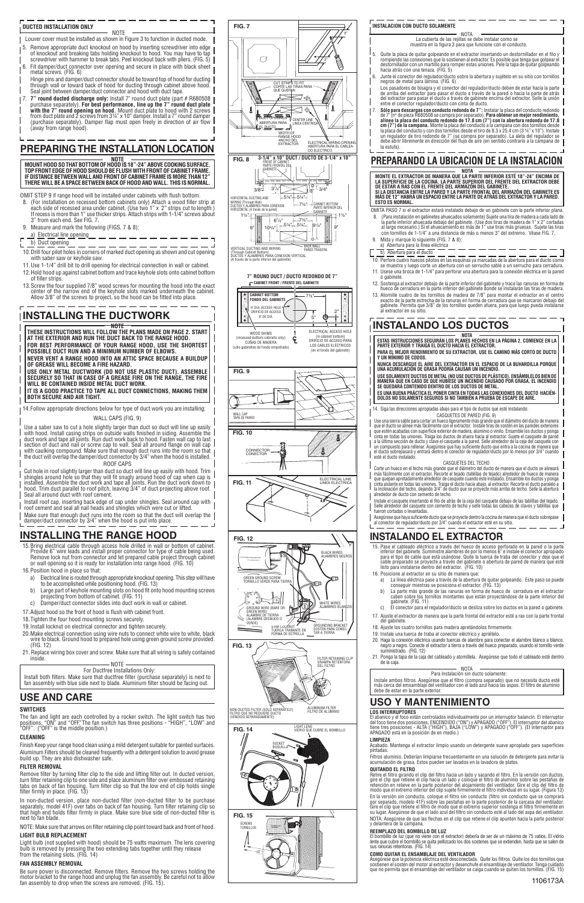### DUCTED INSTALLATION ONLY

NOTE

Louver cover must be installed as shown in Figure 3 to function in ducted mode.

5. Remove appropriate duct knockout on hood by inserting screwdriver into edge of knockout and breaking tabs holding knockout to hood. You may have to tap screwdriver with hammer to break tabs. Peel knockout back with pliers. (FIG. 5)
6. Fit damper/duct connector over opening and secure in place with black sheet metal screws. (FIG. 6)

   Hinge pins and damper/duct connector should be toward top of hood for ducting through wall or toward back of hood for ducting through cabinet above hood. Seal joint between damper/duct connector and hood with duct tape.
7. **7" round ducted discharge only:** Install 7" round duct plate (part # R680508 purchase separately). **For best performance, line up the 7" round duct plate with the 7" round opening on hood.** Mount duct plate to hood with 2 screws from duct plate and 2 screws from 3¼" x 10" damper. Install a 7" round damper (purchase separately). Damper flap must open freely in direction of air flow (away from range hood).

# PREPARING THE INSTALLATION LOCATION

NOTE

**MOUNT HOOD SO THAT BOTTOM OF HOOD IS 18"-24" ABOVE COOKING SURFACE. TOP FRONT EDGE OF HOOD SHOULD BE FLUSH WITH FRONT OF CABINET FRAME. IF DISTANCE BETWEEN WALL AND FRONT OF CABINET FRAME IS MORE THAN 12" THERE WILL BE A SPACE BETWEEN BACK OF HOOD AND WALL. THIS IS NORMAL.**

OMIT STEP 9 if range hood will be installed under cabinets with flush bottom.

8. (For installation on recessed bottom cabinets only) Attach a wood filler strip at each side of recessed area under cabinet. (Use two 1" x 2" strips cut to length.) If recess is more than 1" use thicker strips. Attach strips with 1-1/4" screws about 3" from each end. See FIG. 7.
9. Measure and mark the following (FIGS. 7 & 8):
   a) Electrical line opening
   b) Duct opening
10. Drill four pilot holes in corners of marked duct opening as shown and cut opening with saber saw or keyhole saw.
11. Use 1-1/4" drill bit to drill opening for electrical connection in wall or cabinet.
12. Hold hood up against cabinet bottom and trace keyhole slots onto cabinet bottom of filler strips.
13. Screw the four supplied 7/8" wood screws for mounting the hood into the exact center of the narrow end of the keyhole slots marked underneath the cabinet. Allow 3/8" of the screws to project, so the hood can be fitted into place.

# INSTALLING THE DUCTWORK

NOTE

**THESE INSTRUCTIONS WILL FOLLOW THE PLANS MADE ON PAGE 2. START AT THE EXTERIOR AND RUN THE DUCT BACK TO THE RANGE HOOD.**

**FOR BEST PERFORMANCE OF YOUR RANGE HOOD, USE THE SHORTEST POSSIBLE DUCT RUN AND A MINIMUM NUMBER OF ELBOWS.**

**NEVER VENT A RANGE HOOD INTO AN ATTIC SPACE BECAUSE A BUILDUP OF GREASE WILL BECOME A FIRE HAZARD.**

**USE ONLY METAL DUCTWORK (DO NOT USE PLASTIC DUCT). ASSEMBLE SECURELY SO THAT IN CASE OF A GREASE FIRE ON THE RANGE, THE FIRE WILL BE CONTAINED INSIDE METAL DUCT WORK.**

**IT IS A GOOD PRACTICE TO TAPE ALL DUCT CONNECTIONS, MAKING THEM BOTH SECURE AND AIR TIGHT.**

14. Follow appropriate directions below for type of duct work you are installing:

WALL CAPS (FIG. 9)

Use a saber saw to cut a hole slightly larger than duct so duct will line up easily with hood. Install casing strips on outside walls finished in siding. Assemble the duct work and tape all joints. Run duct work back to hood. Fasten wall cap to last section of duct and nail or screw cap to wall. Seal all around flange on wall cap with caulking compound. Make sure that enough duct runs into the room so that the duct will overlap the damper/duct connector by 3/4" when the hood is installed.

ROOF CAPS

Cut hole in roof slightly larger than duct so duct will line up easily with hood. Trim shingles around hole so that they will fit snugly around hood of cap when cap is installed. Assemble the duct work and tape all joints. Run the duct work down to hood. Trim duct parallel to roof pitch, leaving 3/4" of duct projecting above roof. Seal all around with roof cement.

Install roof cap, inserting back edge of cap under shingles. Seal around cap with roof cement and seal all nail heads and shingles which were cut or lifted.

Make sure that enough duct runs into the room so that the duct will overlap the damper/duct connector by 3/4" when the hood is put into place.

# INSTALLING THE RANGE HOOD

15. Bring electrical cable through access hole drilled in wall or bottom of cabinet. Provide 6" wire leads and install proper connector for type of cable being used. Remove lock nut from connector and let prepared cable project through cabinet or wall opening so it is ready for installation into range hood. (FIG. 10)
16. Position hood in place so that:
    a) Electrical line is routed through appropriate knockout opening. This step will have to be accomplished while positioning hood. (FIG. 13)
    b) Large part of keyhole mounting slots on hood fit onto hood mounting screws projecting from bottom of cabinet. (FIG. 11)
    c) Damper/duct connector slides into duct work in wall or cabinet.
17. Adjust hood so the front of hood is flush with cabinet front.
18. Tighten the four hood mounting screws securely.
19. Install locknut on electrical connector and tighten securely.
20. Make electrical connection using wire nuts to connect white wire to white, black wire to black. Ground hood to prepared hole using green ground screw provided. (FIG. 12)
21. Replace wiring box cover and screw. Make sure that all wiring is safely contained inside.

NOTE

For Ductfree Installations Only:

Install both filters. Make sure that ductfree filter (purchase separately) is next to fan assembly with blue side next to blade. Aluminum filter should be facing out.

# USE AND CARE

**SWITCHES**

The fan and light are each controlled by a rocker switch. The light switch has two positions, "ON" and "OFF."The fan switch has three positions - "HIGH", "LOW" and "OFF". ("OFF" is the middle position.)

**CLEANING**

Finish Keep your range hood clean using a mild detergent suitable for painted surfaces.

Aluminum Filters should be cleaned frequently with a detergent solution to avoid grease build up. They are also dishwasher safe.

**FILTER REMOVAL**

Remove filter by turning filter clip to the side and lifting filter out. In ducted version, turn filter retaining clip to one side and place aluminum filter over embossed retaining tabs on back of fan housing. Turn filter clip so that the low end of clip holds single filter firmly in place. (FIG. 13)

In non-ducted version, place non-ducted filter (non-ducted filter to be purchase separately, model 41F) over tabs on back of fan housing. Turn filter retaining clip so that high end holds filter firmly in place. Make sure blue side of non-ducted filter is next to fan blade.

NOTE: Make sure that arrows on filter retaining clip point toward back and front of hood.

**LIGHT BULB REPLACEMENT**

Light bulb (not supplied with hood) should be 75 watts maximum. The lens covering bulb is removed by pressing the two extending tabs together until they release from the retaining slots. (FIG. 14)

**FAN ASSEMBLY REMOVAL**

Be sure power is disconnected. Remove filters. Remove the two screws holding the motor bracket to the range hood and unplug the fan assembly. Be careful not to allow fan assembly to drop when the screws are removed. (FIG. 15).

FIG. 7

CUT STRIPS TO FIT
CORTE LAS TIRAS PARA QUE QUEPAN

DUCT OPENING
ABERTURA PARA EL DUCTO

CENTER LINE
LINEA CENTRICA

WIDTH OF RANGE HOOD
ANCHO DEL EXTRACTOR

ELECTRICAL WIRING OPENING
ABERTURA PARA EL CABLEADO ELECTRICO

3"

3"

FIG. 8

3-1/4" x 10" DUCT / DUCTO DE 3-1/4" x 10"

FRONT OF CABINET
PARTE FRONTAL DEL GABINETE

3/8"

$3^1/_4$"

1/8"

3/4"

$5^1/_4$"

$5^1/_4$"

$7^1/_2$"

CABINET BOTTOM
PARTE INFERIOR DEL GABINETE

HORIZONTAL DUCTING AND WIRING (Through Wall)
DUCTOS Y ALAMBRES PARA CONEXION HORIZONTAL (A través de la pared)

$1^1/_2$"

$1^1/_2$"

9"

$6^7/_8$"

$10^1/_8$"

$9^3/_4$"

$7^1/_2$"

9"

$5^1/_4$"

$5^1/_4$"

BACK WALL
PARED TRASERA

VERTICAL DUCTING AND WIRING (Through Cabinet Bottom)
DUCTOS Y ALAMBRES PARA CONEXION VERTICAL (A través de la parte inferior del gabinete)

7" ROUND DUCT / DUCTO REDONDO DE 7"

CABINET FRONT / FRENTE DEL GABINETE

CABINET BOTTOM
FONDO DEL GABINETE

8" DIA. ACCESS HOLE
ORIFICIO DE ACCESO 8" DE DIA.

$7^1/_4$"

2"

5"

WOOD SHIMS (recessed-bottom cabinets only)
CUÑAS DE MADERA (sólo gabinetes de fondo empotrado)

ELECTRICAL ACCESS HOLE (in cabinet bottom)
ORIFICIO DE ACCESO PARA LOS CABLES ELÉCTRICOS (en el fondo del gabinete)

FIG. 9

WALL CAP
TAPA DE PARED

FIG. 10

CONNECTOR
CONECTOR

FIG. 11

ELECTRICAL LINE
LINEA ELECTRICA

FIG. 12

BLACK WIRES
ALAMBRES NEGROS

GREEN GROUND SCREW
TORNILLO VERDE PARA TIERRA

WHITE WIRES
ALAMBRES BLANCOS

GROUND WIRE (BARE OR GREEN WIRE)
ALAMBRE DE TIERRA (ALAMBRE DESNUDO O VERDE)

STAR LOCKNUT
TUERCA TRABANTE EN FORMA DE ESTRELLA

GROUNDING BRACKET
SOSTEN PARA CONECTAR A TIERRA

FIG. 13

FILTER RETAINING CLIP
GRAMPA RETENTORA DEL FILTRO

NON-DUCTED FILTER (SOLD SEPARATELY)
FILTRO QUE NO REQUIERE DUCTO (VENDIDO SEPARADAMENTE)

ALUMINUM FILTER
FILTRO DE ALUMINIO

FIG. 14

LIGHT LENS
VIDRIO QUE CUBRE EL BOMBILLO

SOCKET
BOQUILLA

FIG. 15

SCREWS
TORNILLOS

### INSTALACION CON DUCTO SOLAMENTE

NOTA

La cubierta de las rejillas se debe instalar como se muestra en la figura 3 para que funcione con el conducto.

5. Quite la placa de quitar golpeando en el extractor insertando un destornillador en el filo y rompiendo las conexiones que lo sostienen al extractor. Es posible que tenga que golpear el destornillador con un martillo para romper estas uniones. Pele la tapa de quitar golpeando hacia atrás con una tenaza. (FIG. 5)
6. Junte el conector del regulador/ducto sobre la abertura y sujételo en su sitio con tornillos negros de metal para lámina. (FIG. 6)

   Los pasadores de bisagra y el conector del regulador/ducto deben de estar hacia la parte de arriba del extractor para pasar el ducto a través de la pared o hacia la parte de atrás del extractor para pasar el ducto a través de gabinete encima del extractor. Selle la unión entre el conector regulador/ducto con cinta de ducto.
7. **Sólo para descargas con conducto redondo de 7":** Instalar la placa del conducto redondo de 7" (nº de pieza R680508 se compra por separado). **Para obtener un mejor rendimiento, alinee la placa del conducto redondo de 17.8 cm (7") con la abertura redonda de 17.8 cm (7") de la campana.** Monte la placa del conducto a la campana con dos tornillos desde la placa del conducto y con dos tornillos desde el tiro de 8.3 x 25.4 cm (3 ¼" x 10"). Instale un regulador de tiro redondo de 7" (se compra por separado). La aleta del regulador se debe abrir libremente en dirección del flujo de aire (en sentido contrario a la campana de la estufa).

# PREPARANDO LA UBICACION DE LA INSTALACION

NOTA

**MONTE EL EXTRACTOR DE MANERA QUE LA PARTE INFERIOR ESTÉ 18"-24" ENCIMA DE LA SUPERFICIE DE LA COCINA. LA PARTE SUPERIOR DEL FRENTE DEL EXTRACTOR DEBE DE ESTAR A RAS CON EL FRENTE DEL ARMAZÓN DEL GABINETE.**

**SI LA DISTANCIA ENTRE LA PARED Y LA PARTE FRONTAL DEL ARMAZÓN DEL GABINETE ES MÁS DE 12" HABRÁ UN ESPACIO ENTRE LA PARTE DE ATRÁS DEL EXTRACTOR Y LA PARED. ESTO ES NORMAL.**

OMITA PASO 7 si el extractor estará instalado debajo de un gabinete con la parte inferior plana.

8. (Para instalación en gabinetes ahuecados solamente) Sujete una tira de madera a cada lado de la parte inferior ahuecada debajo del gabinete. (Use dos tiras de madera de 1" x 2" cortadas al largo necesario.) Si el ahuecamiento es más de 1" use tiras más gruesas. Sujete las tiras con tornillos de 1-1/4" a una distancia de más o menos 3" del extremo. Véase FIG. 7.
9. Mida y marque lo siguiente (FIG. 7 & 8):
   a) Abertura para la línea eléctrica
   b) Abertura para el ducto
10. Perfore cuatro huecos pilotos en las esquinas ya marcadas de la abertura para el ducto como se muestra y luego corte un abertura con un serrucho sable o un serrucho para cerradura.
11. Usese una broca de 1-1/4" para perforar una abertura para la conexión eléctrica en la pared o gabinete.
12. Sostenga al extractor debajo de la parte inferior del gabinete y trace las ranuras en forma de hueco de cerradura en la parte inferior del gabinete donde se instalarán las tiras de madera.
13. Atornille cuatro de los tornillos de madera de 7/8" para montar el extractor en el centro exacto de la parte estrecha de la ranuras en forma de cerradura que se marcaron debajo del gabinete. Permita que 3/8" de los tornillos queden afuera, para que luego pueda instalarse al extractor en su sitio.

# INSTALANDO LOS DUCTOS

NOTA

**ESTAS INSTRUCCIONES SEGUIRÁN LOS PLANES HECHOS EN LA PÁGINA 2. COMIENCE EN LA PARTE EXTERIOR Y TRAIGA EL DUCTO HACIA EL EXTRACTOR.**

**PARA EL MEJOR RENDIMIENTO DE SU EXTRACTOR, USE EL CAMINO MÁS CORTO DE DUCTO Y UN MÍNIMO DE CODOS.**

**NUNCA DESCARGUE EL AIRE DEL EXTRACTOR EN EL ESPACIO DE LA BUHARDILLA PORQUE UNA ACUMULACIÓN DE GRASA PODRÍA CAUSAR UN INCENDIO.**

**USE SOLAMENTE DUCTOS DE METAL (NO USE DUCTOS DE PLÁSTICO). ENSÁMBLELOS BIEN DE MANERA QUE EN CASO DE QUE HUBIESE UN INCENDIO CAUSADO POR GRASA, EL INCENDIO SE QUEDARÁ CONTENIDO DENTRO DE LOS DUCTOS DE METAL.**

**ES UNA BUENA PRÁCTICA EL PONER CINTA EN TODAS LAS CONEXIONES DEL DUCTO HACIÉNDOLOS NO SOLAMENTE SEGUROS SI NO TAMBIÉN A PRUEBA DE ESCAPE DE AIRE.**

14. Siga las direcciones apropiadas abajo para el tipo de ductos que esté instalando:

CASQUETES DE PARED (FIG. 9)

Use una sierra sable para cortar un hueco ligeramente más grande que el diámetro del ducto de manera que el ducto se alinee más fácilmente con el extractor. Instale tiras de sostén en las paredes exteriores que estén acabadas con superficie exterior de madera, aluminio o vinilo. Ensamble los ductos y ponga cinta en todas las uniones. Traiga los ductos de vuelta hacia el extractor. Sujete el casquete de pared a la última sección de ducto y clave el casquete a la pared. Selle alrededor de la ceja del casquete con un compuesto para rellenar. Asegúrese que hay suficiente ducto que entra a la cocina de manera que el ducto sobrepasará y entrará dentro el conector de regulador/ducto por lo menos por 3/4" cuando esté el ducto instalado.

CASQUETES DEL TECHO

Corte un hueco en el techo más grande que el diámetro del ducto de manera que el ducto se alineará más fácilmente con el extractor. Recorte el tejado (tabillas de tejado) alrededor de hueco de manera que queparn apretadamente alrededor de casquete cuando éste instalado. Ensamble los ductos y ponga cinta aislante en todas las uniones. Traiga el ducto hacia abajo, al extractor. Recorte el ducto paralelo a la inclinación del techo, dejando 3/4" de ducto que se proyecte más arriba de techo. Selle la abertura alrededor de ducto con cemento de techo.

Instale el casquete insertando el filo de atrás de la ceja del casquete debajo de las tabillas del tejado. Selle alrededor del casquete con cemento de techo y selle todas las cabezas de clavos y tabillas que fueron cortadas o levantadas.

Asegúrese que haya suficiente ducto que se proyecte dentro la cocina de manera que el ducto sobrepase al conector de regulador/ducto por 3/4" cuando el extractor esté en su sitio.

# INSTALANDO EL EXTRACTOR

15. Pase el cableado eléctrico a través del hueco de acceso perforado en la pared o la parte inferior del gabinete. Suministre alambres de por lo menos 6" e instale el conector apropiado para el tipo de cable que está usándose. Quite la tuerca de traba del conector y deje que el cable preparado se proyecte a través del gabinete o abertura de pared de manera que esté listo para instalarse dentro del extractor. (FIG. 10)
16. Posicione al extractor en su sitio de manera que:
    a) La línea eléctrica pase a través de la abertura de quitar golpeando. Este paso se puede conseguir mientras se posiciona el extractor. (FIG. 13)
    b) La parte más grande de las ranuras en forma de hueco de cerradura en el extractor caben sobre los tornillos montantes que están proyectándose de la parte inferior del gabinete. (FIG. 11)
    c) El conector para el regulador/ducto se desliza sobre los ductos en la pared o gabinete.
17. Ajuste el extractor de manera que la parte frontal del extractor esté a ras con la parte frontal del gabinete.
18. Ajuste los cuatro tornillos para montaje apretándolos firmemente.
19. Instale una tuerca de traba al conector eléctrico y apriételo.
20. Haga la conexión eléctrica usando tuercas de alambre para conectar el alambre blanco a blanco, negro a negro. Conecte el extractor a tierra a través del hueco preparado, usando el tornillo verde suministrado. (FIG. 12)
21. Ponga la tapa de la caja del cableado y atorníllela. Asegúrese que todo el cableado esté dentro de la caja.

NOTA

Para instalación sin ducto solamente:

Instale ambos filtros. Asegúrese que el filtro (compra separado) que no necesita ducto esté más cerca del ensamblaje del ventilador con el lado azul hacia las aspas. El filtro de aluminio debe de estar en la parte exterior.

# USO Y MANTENIMIENTO

**LOS INTERRUPTORES**

El abanico y el foco están controlados individualmente por un interruptor balancín. El interruptor del foco tiene dos posiciones, ENCENDIDO ("ON") y APAGADO ("OFF"). El interruptor del abanico tiene tres posiciones - ALTA ("HIGH"), BAJA ("LOW") y APAGADO ("OFF"). (El interruptor para APAGADO está en la posición de en medio.)

**LIMPIEZA**

Acabado. Mantenga el extractor limpio usando un detergente suave apropiado para superficies pintadas.

Filtros aluminio. Deberían limpiarse frecuentemente en una solución de detergente para evitar la acumulación de grasa. Estos pueden ser lavados en la lavadora de platos.

**QUITANDO EL FILTRO**

Retire el filtro girando el clip del filtro hacia un lado y sacando el filtro. En la versión con ductos, gire el clip que retiene el filtro hacia un lado y coloque el filtro de aluminio sobre las pestañas de retención en relieve en la parte posterior del alojamiento del ventilador. Gire el clip del filtro de modo que el extremo inferior del clip sujete firmemente el filtro individual en su lugar. (Figura 13)

En la versión sin conducto, coloque el filtro sin conducto (filtro sin conducto que se comprará por separado, modelo 41F) sobre las pestañas en la parte posterior de la carcasa del ventilador. Gire el clip que retiene el filtro de modo que el extremo superior sostenga el filtro firmemente en su lugar. Asegúrese de que el lado azul del filtro sin conducto esté al lado del aspa del ventilador.

NOTA: Asegúrese de que las flechas en el clip que retiene el clip apunten hacia la parte posterior y delantera de la campana.

**REEMPLAZO DEL BOMBILLO DE LUZ**

El bombillo de luz (que no viene con el extractor) debería de ser de un máximo de 75 vatios. El vidrio lente que cubre el bombillo se quita pellizcando los dos sostenes que se extienden, hasta que se salen de sus ranuras retentoras. (FIG. 14)

**COMO QUITAR EL ENSAMBLAJE DEL VENTILADOR**

Asegúrese que la potencia eléctrica esté desconectada. Quite los filtros. Quite los dos tornillos que sostienen el sostén del motor al extractor y desenchufe el ensamblaje del ventilador. Tenga cuidado que no permita que el ensamblaje del ventilador se caiga cuando se quiten los tornillos. (FIG. 15)

1106173A